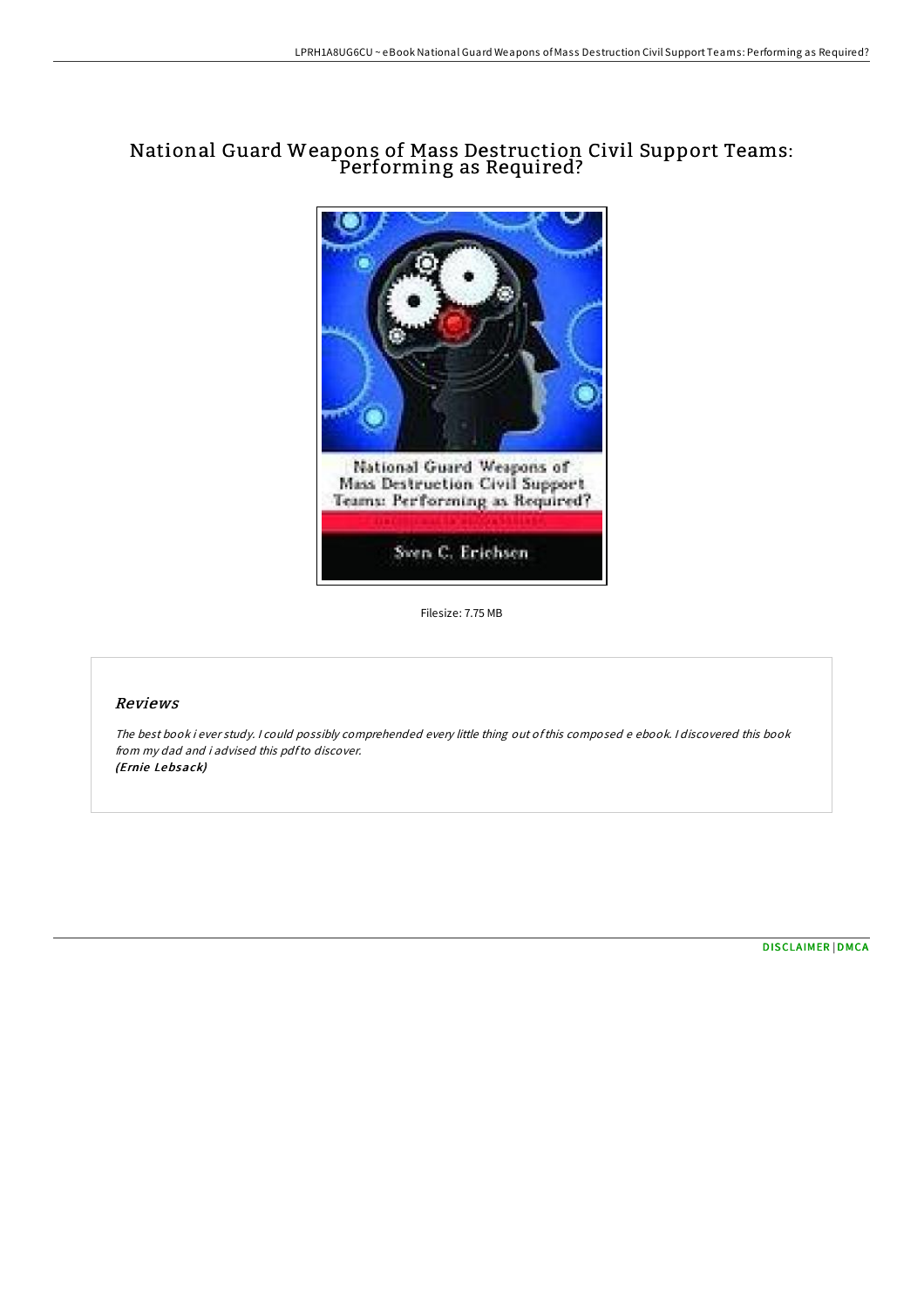# National Guard Weapons of Mass Destruction Civil Support Teams: Performing as Required?

Filesize: 7.75 MB

## *Reviews*

*The best book i ever study. I could possibly comprehended every little thing out of this composed e ebook. I discovered this book from my dad and i advised this pdf to discover.*
***(Ernie Lebsack)***

DISCLAIMER | DMCA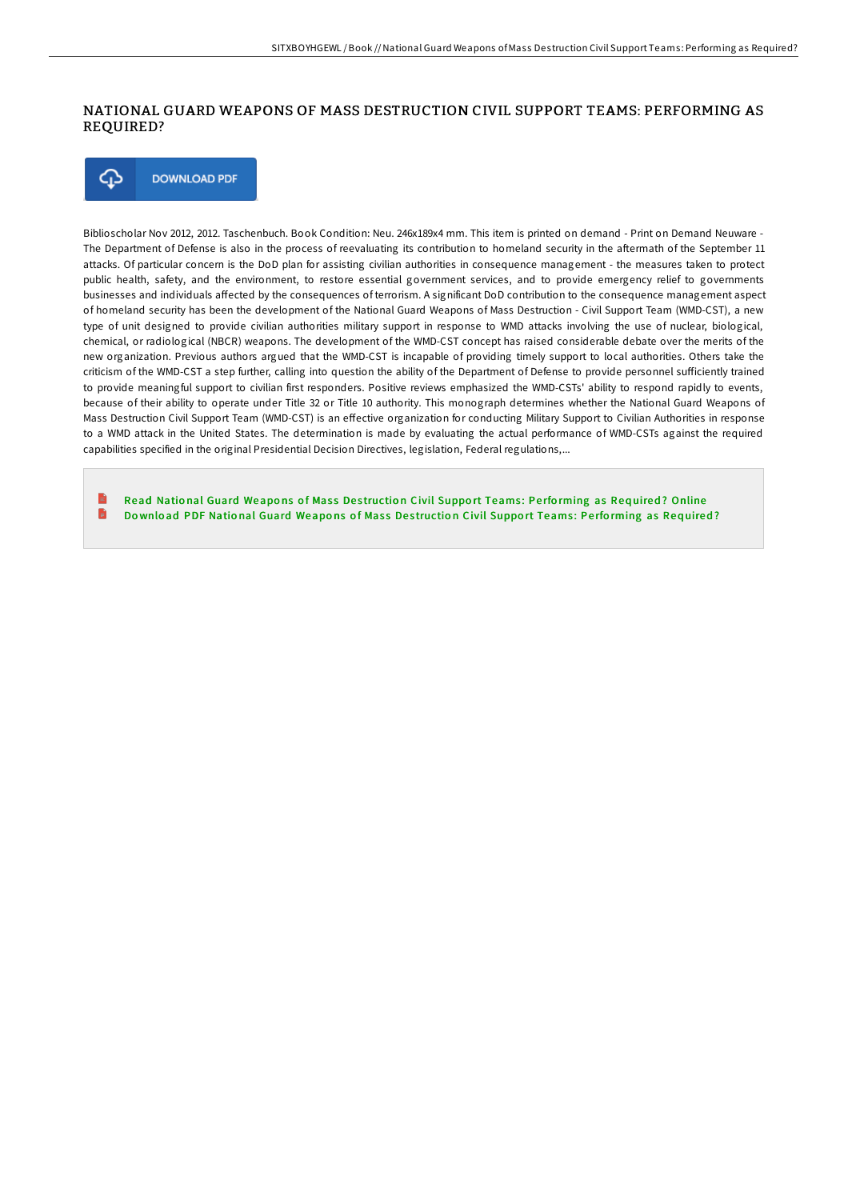# NATIONAL GUARD WEAPONS OF MASS DESTRUCTION CIVIL SUPPORT TEAMS: PERFORMING AS REQUIRED?

DOWNLOAD PDF

Biblioscholar Nov 2012, 2012. Taschenbuch. Book Condition: Neu. 246x189x4 mm. This item is printed on demand - Print on Demand Neuware - The Department of Defense is also in the process of reevaluating its contribution to homeland security in the aftermath of the September 11 attacks. Of particular concern is the DoD plan for assisting civilian authorities in consequence management - the measures taken to protect public health, safety, and the environment, to restore essential government services, and to provide emergency relief to governments businesses and individuals affected by the consequences of terrorism. A significant DoD contribution to the consequence management aspect of homeland security has been the development of the National Guard Weapons of Mass Destruction - Civil Support Team (WMD-CST), a new type of unit designed to provide civilian authorities military support in response to WMD attacks involving the use of nuclear, biological, chemical, or radiological (NBCR) weapons. The development of the WMD-CST concept has raised considerable debate over the merits of the new organization. Previous authors argued that the WMD-CST is incapable of providing timely support to local authorities. Others take the criticism of the WMD-CST a step further, calling into question the ability of the Department of Defense to provide personnel sufficiently trained to provide meaningful support to civilian first responders. Positive reviews emphasized the WMD-CSTs' ability to respond rapidly to events, because of their ability to operate under Title 32 or Title 10 authority. This monograph determines whether the National Guard Weapons of Mass Destruction Civil Support Team (WMD-CST) is an effective organization for conducting Military Support to Civilian Authorities in response to a WMD attack in the United States. The determination is made by evaluating the actual performance of WMD-CSTs against the required capabilities specified in the original Presidential Decision Directives, legislation, Federal regulations,...

- Read National Guard Weapons of Mass Destruction Civil Support Teams: Performing as Required? Online
- Download PDF National Guard Weapons of Mass Destruction Civil Support Teams: Performing as Required?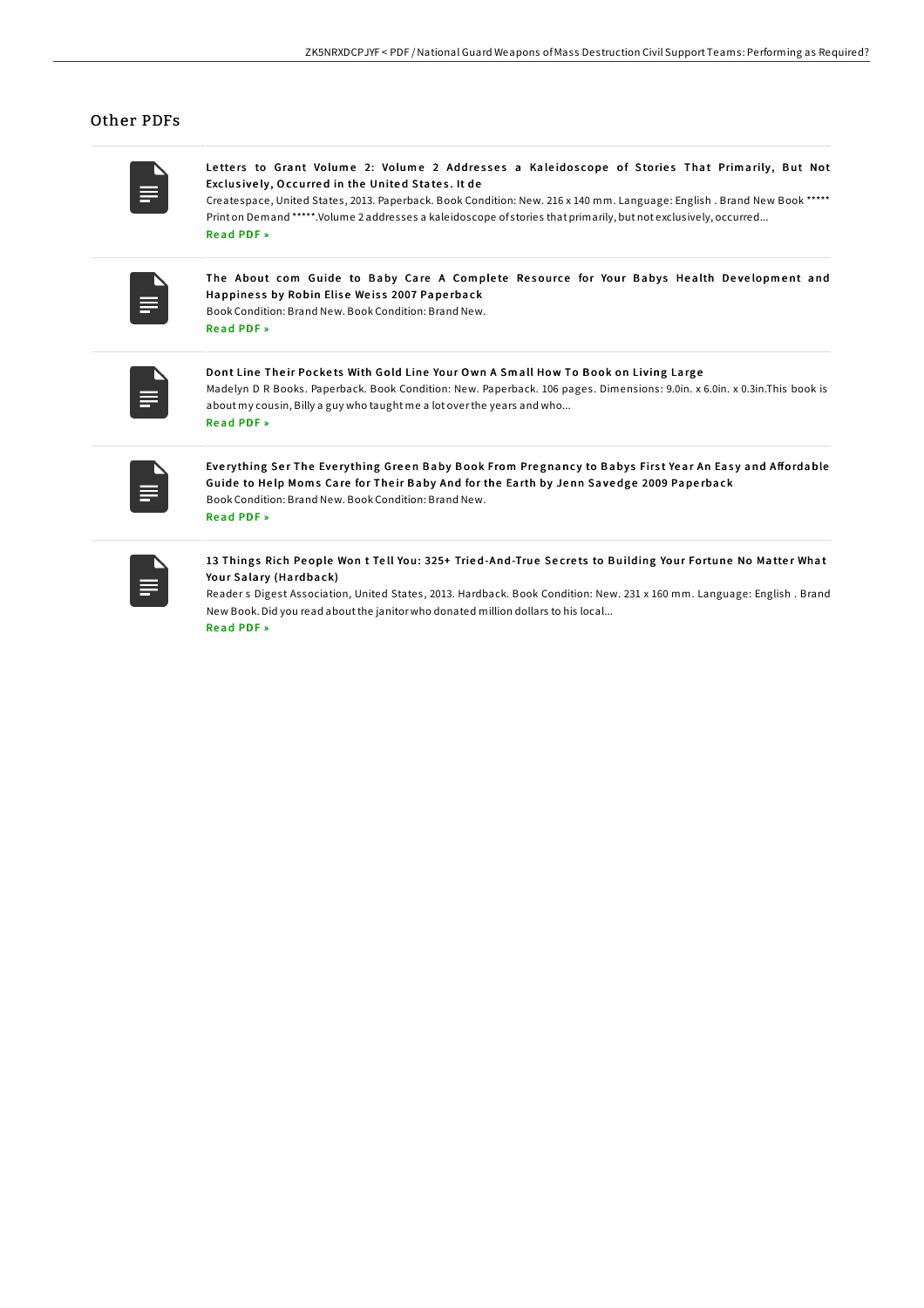## Other PDFs

**Letters to Grant Volume 2: Volume 2 Addresses a Kaleidoscope of Stories That Primarily, But Not Exclusively, Occurred in the United States. It de**

Createspace, United States, 2013. Paperback. Book Condition: New. 216 x 140 mm. Language: English . Brand New Book ***** Print on Demand *****.Volume 2 addresses a kaleidoscope of stories that primarily, but not exclusively, occurred...

Read PDF »

**The About com Guide to Baby Care A Complete Resource for Your Babys Health Development and Happiness by Robin Elise Weiss 2007 Paperback**

Book Condition: Brand New. Book Condition: Brand New.

Read PDF »

**Dont Line Their Pockets With Gold Line Your Own A Small How To Book on Living Large**

Madelyn D R Books. Paperback. Book Condition: New. Paperback. 106 pages. Dimensions: 9.0in. x 6.0in. x 0.3in.This book is about my cousin, Billy a guy who taught me a lot over the years and who...

Read PDF »

**Everything Ser The Everything Green Baby Book From Pregnancy to Babys First Year An Easy and Affordable Guide to Help Moms Care for Their Baby And for the Earth by Jenn Savedge 2009 Paperback**

Book Condition: Brand New. Book Condition: Brand New.

Read PDF »

**13 Things Rich People Won t Tell You: 325+ Tried-And-True Secrets to Building Your Fortune No Matter What Your Salary (Hardback)**

Reader s Digest Association, United States, 2013. Hardback. Book Condition: New. 231 x 160 mm. Language: English . Brand New Book. Did you read about the janitor who donated million dollars to his local...

Read PDF »